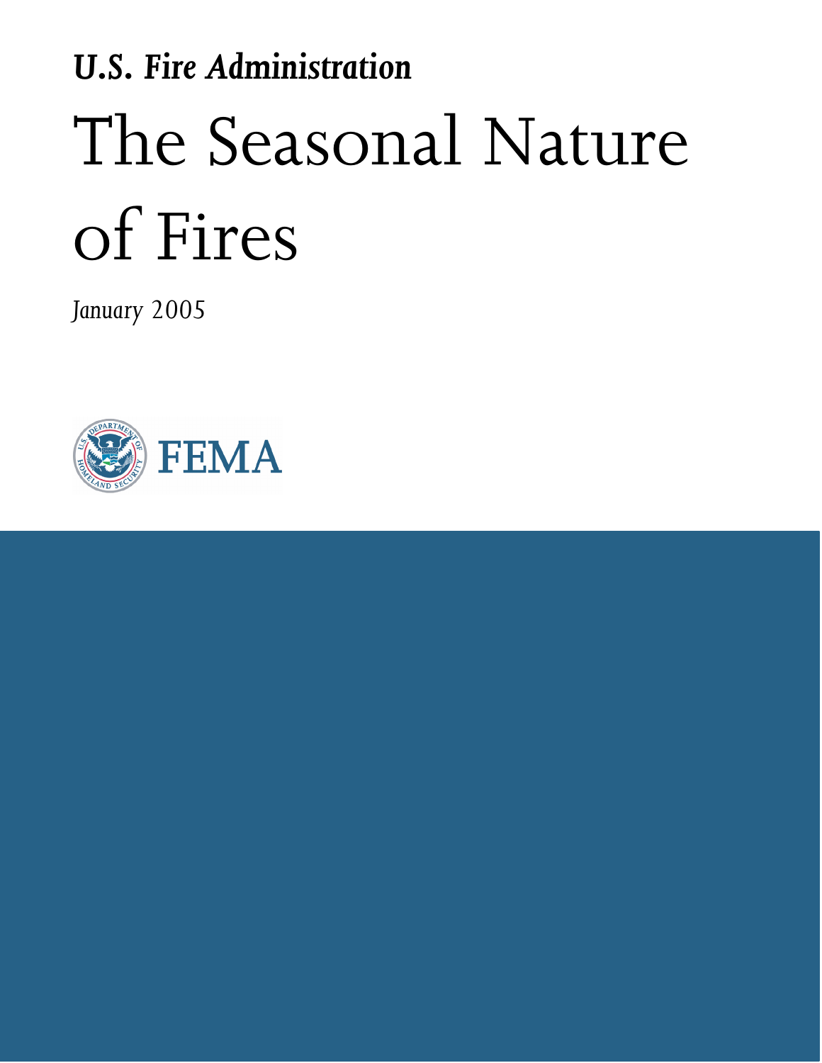***U.S. Fire Administration***

# The Seasonal Nature of Fires

*January 2005*

FEMA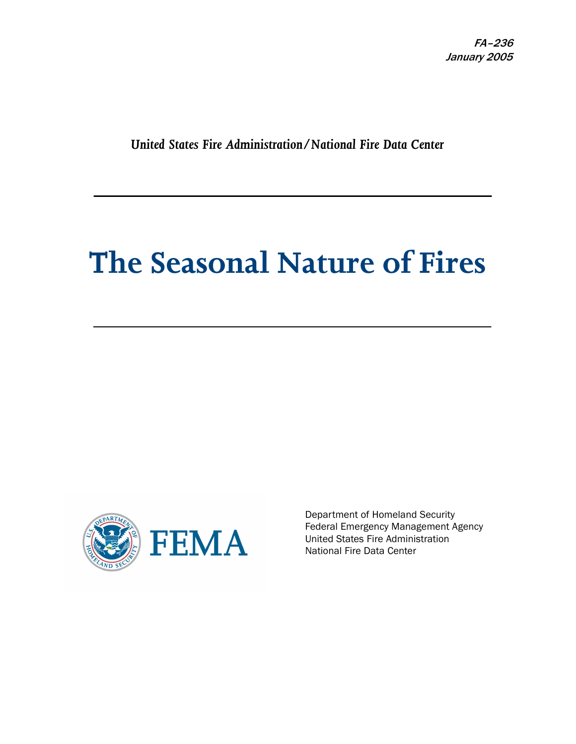*FA-236*
*January 2005*

*United States Fire Administration/National Fire Data Center*

# The Seasonal Nature of Fires

Department of Homeland Security
Federal Emergency Management Agency
United States Fire Administration
National Fire Data Center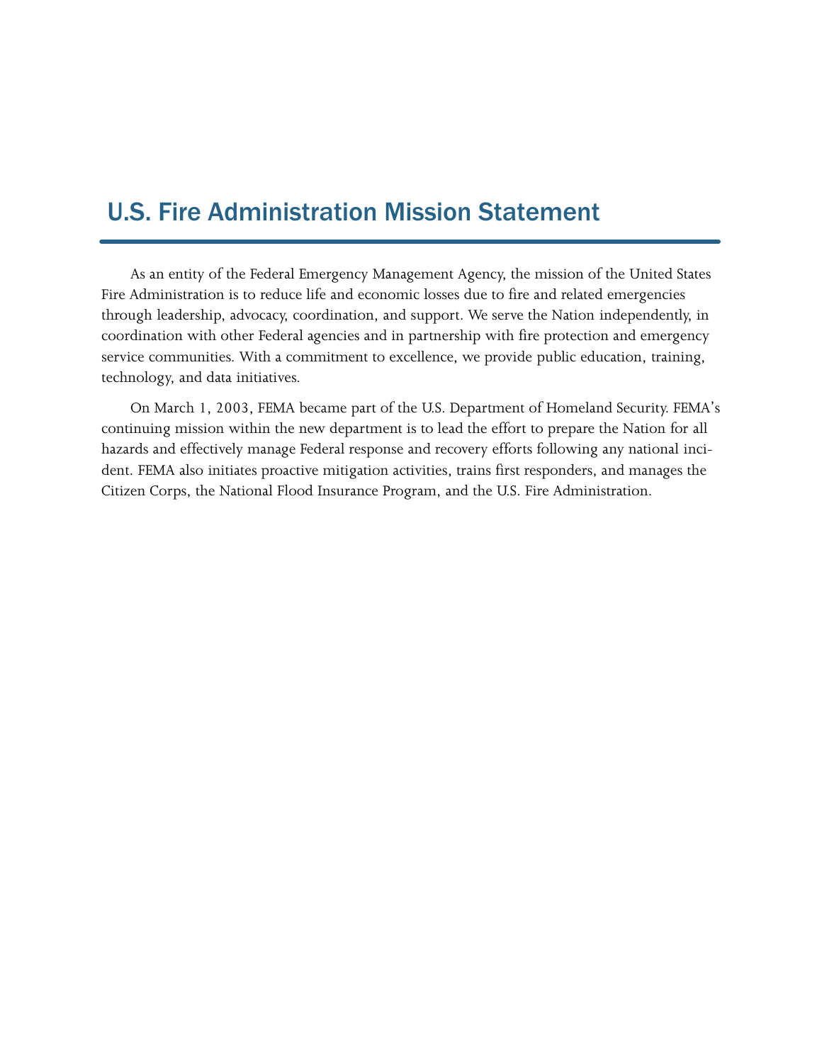# U.S. Fire Administration Mission Statement

As an entity of the Federal Emergency Management Agency, the mission of the United States Fire Administration is to reduce life and economic losses due to fire and related emergencies through leadership, advocacy, coordination, and support. We serve the Nation independently, in coordination with other Federal agencies and in partnership with fire protection and emergency service communities. With a commitment to excellence, we provide public education, training, technology, and data initiatives.

On March 1, 2003, FEMA became part of the U.S. Department of Homeland Security. FEMA's continuing mission within the new department is to lead the effort to prepare the Nation for all hazards and effectively manage Federal response and recovery efforts following any national incident. FEMA also initiates proactive mitigation activities, trains first responders, and manages the Citizen Corps, the National Flood Insurance Program, and the U.S. Fire Administration.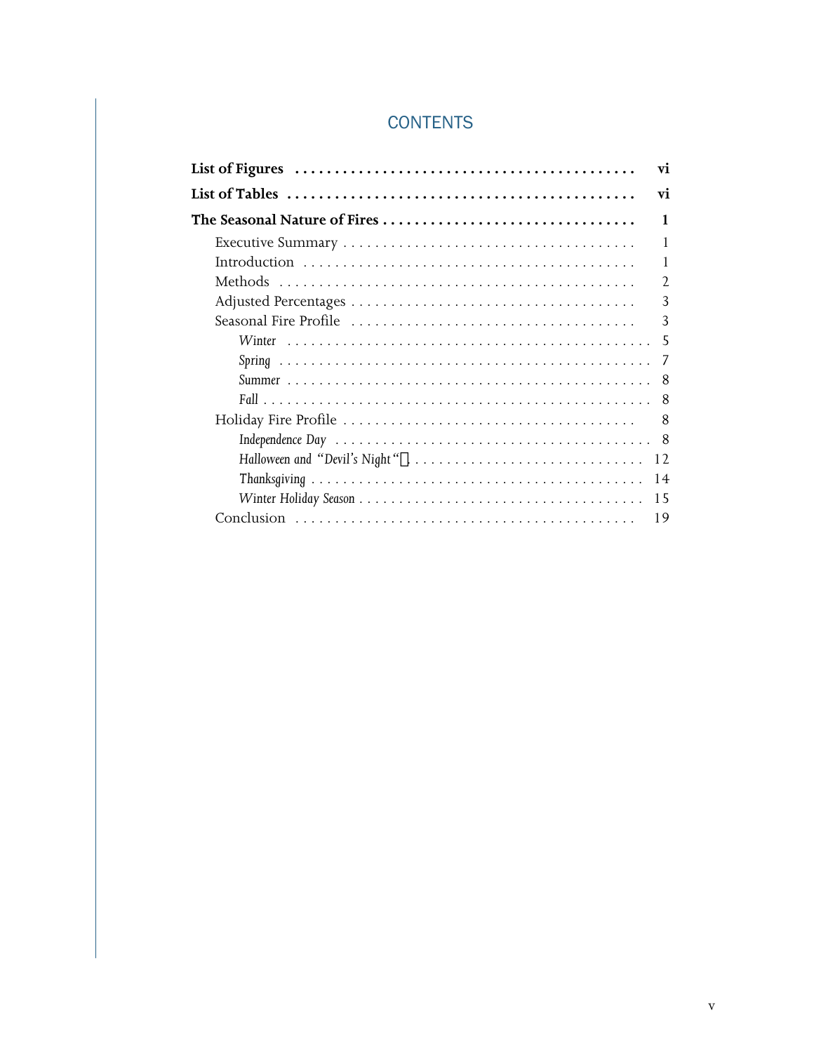# CONTENTS

**List of Figures** ........................................ **vi**

**List of Tables** ........................................ **vi**

**The Seasonal Nature of Fires** ........................................ **1**

- Executive Summary ........................................ 1
- Introduction ........................................ 1
- Methods ........................................ 2
- Adjusted Percentages ........................................ 3
- Seasonal Fire Profile ........................................ 3
  - *Winter* ........................................ 5
  - *Spring* ........................................ 7
  - *Summer* ........................................ 8
  - *Fall* ........................................ 8
- Holiday Fire Profile ........................................ 8
  - *Independence Day* ........................................ 8
  - *Halloween and "Devil's Night"* ........................................ 12
  - *Thanksgiving* ........................................ 14
  - *Winter Holiday Season* ........................................ 15
- Conclusion ........................................ 19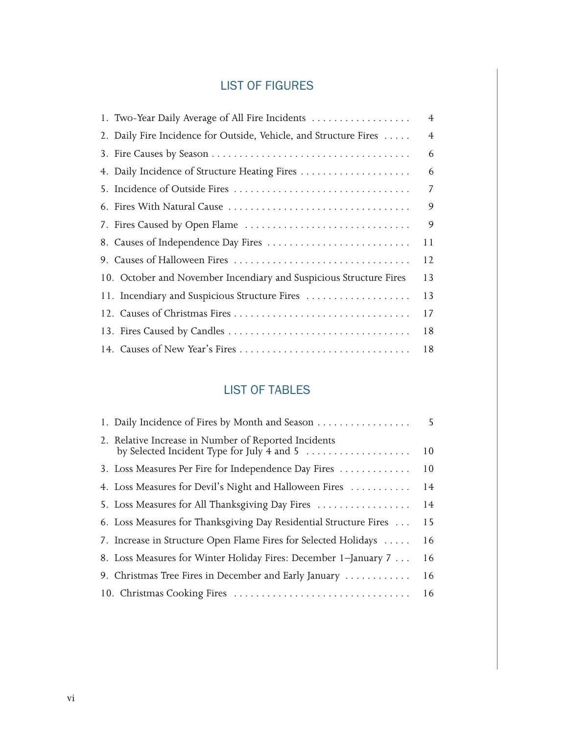## LIST OF FIGURES

1. Two-Year Daily Average of All Fire Incidents . . . . . . . . . . . . . . . . . . 4
2. Daily Fire Incidence for Outside, Vehicle, and Structure Fires . . . . . 4
3. Fire Causes by Season . . . . . . . . . . . . . . . . . . . . . . . . . . . . . . . . . . . 6
4. Daily Incidence of Structure Heating Fires . . . . . . . . . . . . . . . . . . . . 6
5. Incidence of Outside Fires . . . . . . . . . . . . . . . . . . . . . . . . . . . . . . . . 7
6. Fires With Natural Cause . . . . . . . . . . . . . . . . . . . . . . . . . . . . . . . . 9
7. Fires Caused by Open Flame . . . . . . . . . . . . . . . . . . . . . . . . . . . . . . 9
8. Causes of Independence Day Fires . . . . . . . . . . . . . . . . . . . . . . . . . . 11
9. Causes of Halloween Fires . . . . . . . . . . . . . . . . . . . . . . . . . . . . . . . . 12
10. October and November Incendiary and Suspicious Structure Fires 13
11. Incendiary and Suspicious Structure Fires . . . . . . . . . . . . . . . . . . . 13
12. Causes of Christmas Fires . . . . . . . . . . . . . . . . . . . . . . . . . . . . . . . . 17
13. Fires Caused by Candles . . . . . . . . . . . . . . . . . . . . . . . . . . . . . . . . . 18
14. Causes of New Year's Fires . . . . . . . . . . . . . . . . . . . . . . . . . . . . . . . 18

## LIST OF TABLES

1. Daily Incidence of Fires by Month and Season . . . . . . . . . . . . . . . . . 5
2. Relative Increase in Number of Reported Incidents by Selected Incident Type for July 4 and 5 . . . . . . . . . . . . . . . . . . . 10
3. Loss Measures Per Fire for Independence Day Fires . . . . . . . . . . . . . 10
4. Loss Measures for Devil's Night and Halloween Fires . . . . . . . . . . . 14
5. Loss Measures for All Thanksgiving Day Fires . . . . . . . . . . . . . . . . . 14
6. Loss Measures for Thanksgiving Day Residential Structure Fires . . . 15
7. Increase in Structure Open Flame Fires for Selected Holidays . . . . . 16
8. Loss Measures for Winter Holiday Fires: December 1–January 7 . . . 16
9. Christmas Tree Fires in December and Early January . . . . . . . . . . . . 16
10. Christmas Cooking Fires . . . . . . . . . . . . . . . . . . . . . . . . . . . . . . . . 16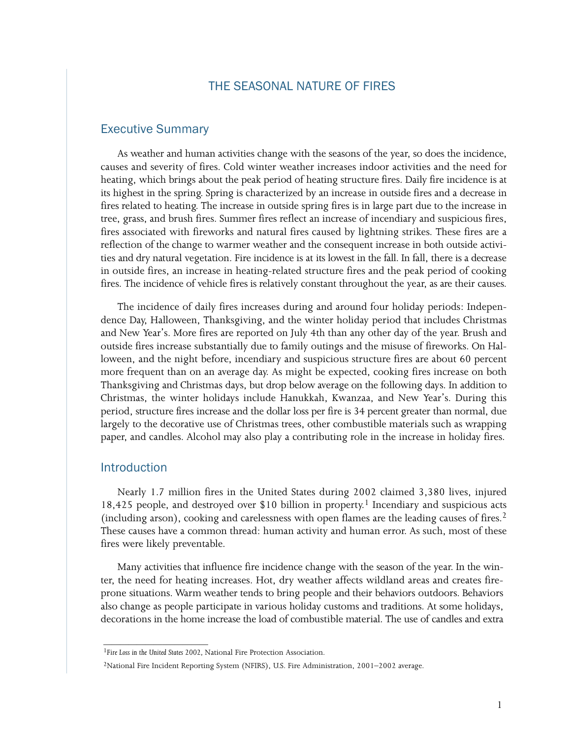# THE SEASONAL NATURE OF FIRES

## Executive Summary

As weather and human activities change with the seasons of the year, so does the incidence, causes and severity of fires. Cold winter weather increases indoor activities and the need for heating, which brings about the peak period of heating structure fires. Daily fire incidence is at its highest in the spring. Spring is characterized by an increase in outside fires and a decrease in fires related to heating. The increase in outside spring fires is in large part due to the increase in tree, grass, and brush fires. Summer fires reflect an increase of incendiary and suspicious fires, fires associated with fireworks and natural fires caused by lightning strikes. These fires are a reflection of the change to warmer weather and the consequent increase in both outside activities and dry natural vegetation. Fire incidence is at its lowest in the fall. In fall, there is a decrease in outside fires, an increase in heating-related structure fires and the peak period of cooking fires. The incidence of vehicle fires is relatively constant throughout the year, as are their causes.

The incidence of daily fires increases during and around four holiday periods: Independence Day, Halloween, Thanksgiving, and the winter holiday period that includes Christmas and New Year's. More fires are reported on July 4th than any other day of the year. Brush and outside fires increase substantially due to family outings and the misuse of fireworks. On Halloween, and the night before, incendiary and suspicious structure fires are about 60 percent more frequent than on an average day. As might be expected, cooking fires increase on both Thanksgiving and Christmas days, but drop below average on the following days. In addition to Christmas, the winter holidays include Hanukkah, Kwanzaa, and New Year's. During this period, structure fires increase and the dollar loss per fire is 34 percent greater than normal, due largely to the decorative use of Christmas trees, other combustible materials such as wrapping paper, and candles. Alcohol may also play a contributing role in the increase in holiday fires.

## Introduction

Nearly 1.7 million fires in the United States during 2002 claimed 3,380 lives, injured 18,425 people, and destroyed over $10 billion in property.[1] Incendiary and suspicious acts (including arson), cooking and carelessness with open flames are the leading causes of fires.[2] These causes have a common thread: human activity and human error. As such, most of these fires were likely preventable.

Many activities that influence fire incidence change with the season of the year. In the winter, the need for heating increases. Hot, dry weather affects wildland areas and creates fire-prone situations. Warm weather tends to bring people and their behaviors outdoors. Behaviors also change as people participate in various holiday customs and traditions. At some holidays, decorations in the home increase the load of combustible material. The use of candles and extra

---

[1] *Fire Loss in the United States* 2002, National Fire Protection Association.

[2] National Fire Incident Reporting System (NFIRS), U.S. Fire Administration, 2001–2002 average.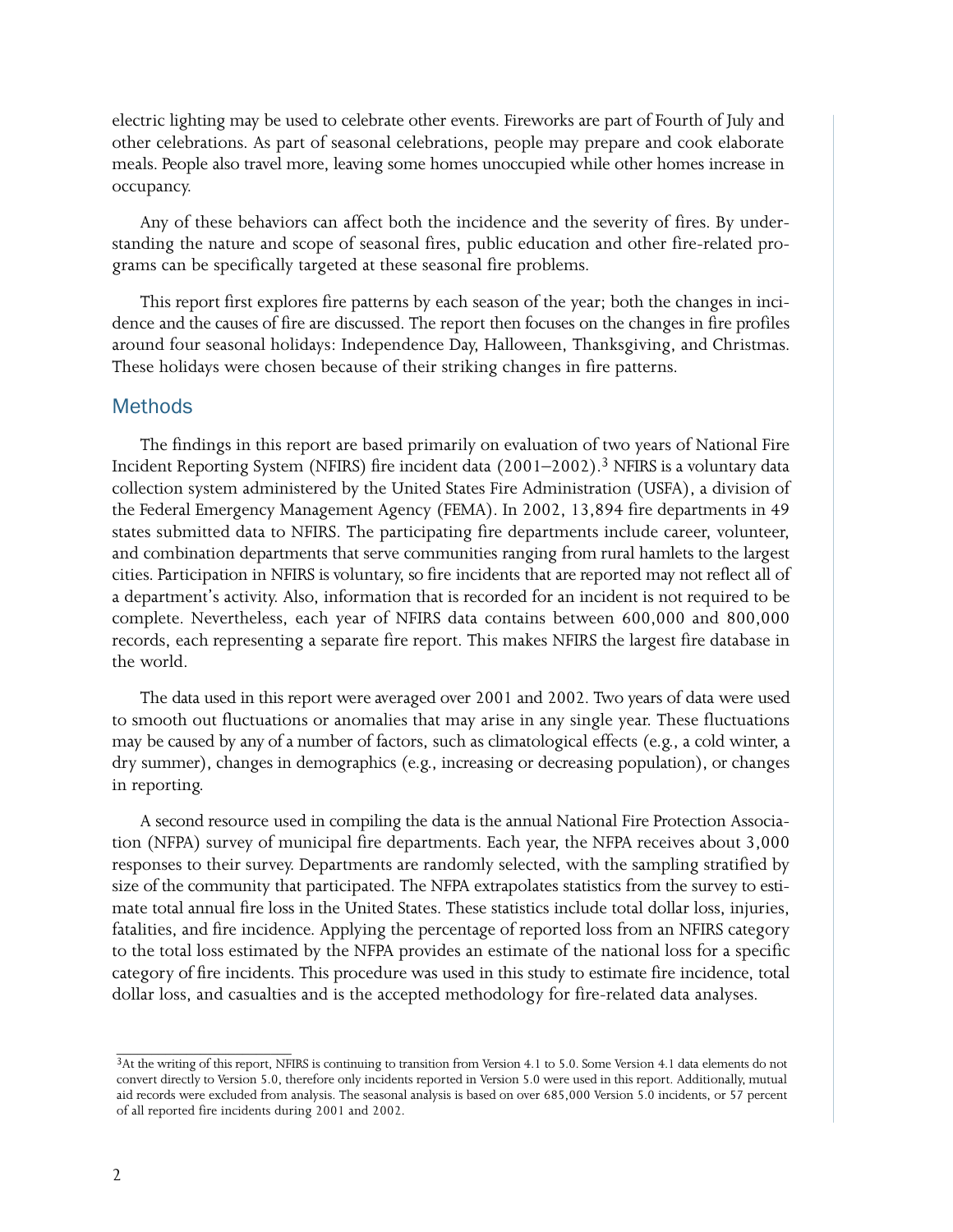electric lighting may be used to celebrate other events. Fireworks are part of Fourth of July and other celebrations. As part of seasonal celebrations, people may prepare and cook elaborate meals. People also travel more, leaving some homes unoccupied while other homes increase in occupancy.

Any of these behaviors can affect both the incidence and the severity of fires. By understanding the nature and scope of seasonal fires, public education and other fire-related programs can be specifically targeted at these seasonal fire problems.

This report first explores fire patterns by each season of the year; both the changes in incidence and the causes of fire are discussed. The report then focuses on the changes in fire profiles around four seasonal holidays: Independence Day, Halloween, Thanksgiving, and Christmas. These holidays were chosen because of their striking changes in fire patterns.

## Methods

The findings in this report are based primarily on evaluation of two years of National Fire Incident Reporting System (NFIRS) fire incident data (2001–2002).[3] NFIRS is a voluntary data collection system administered by the United States Fire Administration (USFA), a division of the Federal Emergency Management Agency (FEMA). In 2002, 13,894 fire departments in 49 states submitted data to NFIRS. The participating fire departments include career, volunteer, and combination departments that serve communities ranging from rural hamlets to the largest cities. Participation in NFIRS is voluntary, so fire incidents that are reported may not reflect all of a department's activity. Also, information that is recorded for an incident is not required to be complete. Nevertheless, each year of NFIRS data contains between 600,000 and 800,000 records, each representing a separate fire report. This makes NFIRS the largest fire database in the world.

The data used in this report were averaged over 2001 and 2002. Two years of data were used to smooth out fluctuations or anomalies that may arise in any single year. These fluctuations may be caused by any of a number of factors, such as climatological effects (e.g., a cold winter, a dry summer), changes in demographics (e.g., increasing or decreasing population), or changes in reporting.

A second resource used in compiling the data is the annual National Fire Protection Association (NFPA) survey of municipal fire departments. Each year, the NFPA receives about 3,000 responses to their survey. Departments are randomly selected, with the sampling stratified by size of the community that participated. The NFPA extrapolates statistics from the survey to estimate total annual fire loss in the United States. These statistics include total dollar loss, injuries, fatalities, and fire incidence. Applying the percentage of reported loss from an NFIRS category to the total loss estimated by the NFPA provides an estimate of the national loss for a specific category of fire incidents. This procedure was used in this study to estimate fire incidence, total dollar loss, and casualties and is the accepted methodology for fire-related data analyses.

---

[3]At the writing of this report, NFIRS is continuing to transition from Version 4.1 to 5.0. Some Version 4.1 data elements do not convert directly to Version 5.0, therefore only incidents reported in Version 5.0 were used in this report. Additionally, mutual aid records were excluded from analysis. The seasonal analysis is based on over 685,000 Version 5.0 incidents, or 57 percent of all reported fire incidents during 2001 and 2002.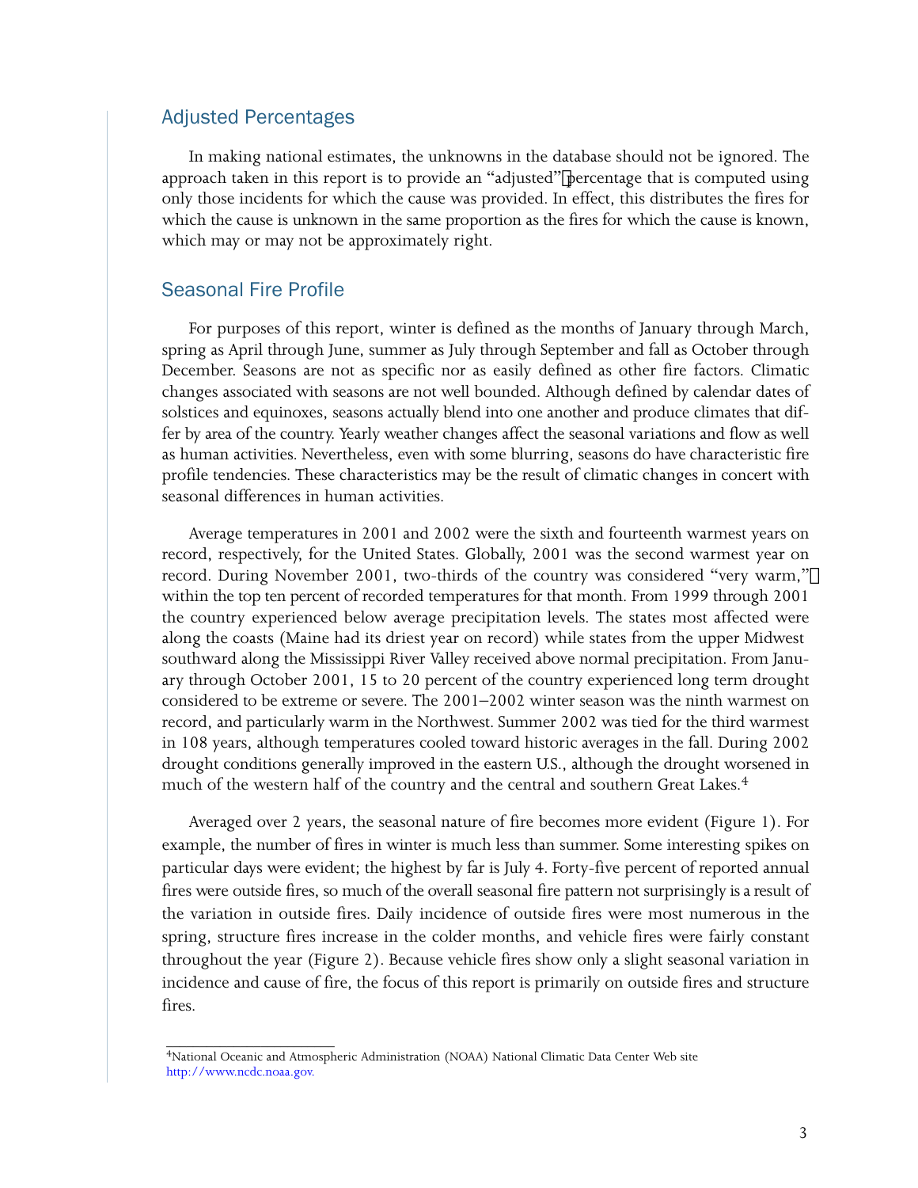## Adjusted Percentages

In making national estimates, the unknowns in the database should not be ignored. The approach taken in this report is to provide an "adjusted" percentage that is computed using only those incidents for which the cause was provided. In effect, this distributes the fires for which the cause is unknown in the same proportion as the fires for which the cause is known, which may or may not be approximately right.

## Seasonal Fire Profile

For purposes of this report, winter is defined as the months of January through March, spring as April through June, summer as July through September and fall as October through December. Seasons are not as specific nor as easily defined as other fire factors. Climatic changes associated with seasons are not well bounded. Although defined by calendar dates of solstices and equinoxes, seasons actually blend into one another and produce climates that differ by area of the country. Yearly weather changes affect the seasonal variations and flow as well as human activities. Nevertheless, even with some blurring, seasons do have characteristic fire profile tendencies. These characteristics may be the result of climatic changes in concert with seasonal differences in human activities.

Average temperatures in 2001 and 2002 were the sixth and fourteenth warmest years on record, respectively, for the United States. Globally, 2001 was the second warmest year on record. During November 2001, two-thirds of the country was considered "very warm," within the top ten percent of recorded temperatures for that month. From 1999 through 2001 the country experienced below average precipitation levels. The states most affected were along the coasts (Maine had its driest year on record) while states from the upper Midwest southward along the Mississippi River Valley received above normal precipitation. From January through October 2001, 15 to 20 percent of the country experienced long term drought considered to be extreme or severe. The 2001–2002 winter season was the ninth warmest on record, and particularly warm in the Northwest. Summer 2002 was tied for the third warmest in 108 years, although temperatures cooled toward historic averages in the fall. During 2002 drought conditions generally improved in the eastern U.S., although the drought worsened in much of the western half of the country and the central and southern Great Lakes.[4]

Averaged over 2 years, the seasonal nature of fire becomes more evident (Figure 1). For example, the number of fires in winter is much less than summer. Some interesting spikes on particular days were evident; the highest by far is July 4. Forty-five percent of reported annual fires were outside fires, so much of the overall seasonal fire pattern not surprisingly is a result of the variation in outside fires. Daily incidence of outside fires were most numerous in the spring, structure fires increase in the colder months, and vehicle fires were fairly constant throughout the year (Figure 2). Because vehicle fires show only a slight seasonal variation in incidence and cause of fire, the focus of this report is primarily on outside fires and structure fires.

---

[4]National Oceanic and Atmospheric Administration (NOAA) National Climatic Data Center Web site http://www.ncdc.noaa.gov.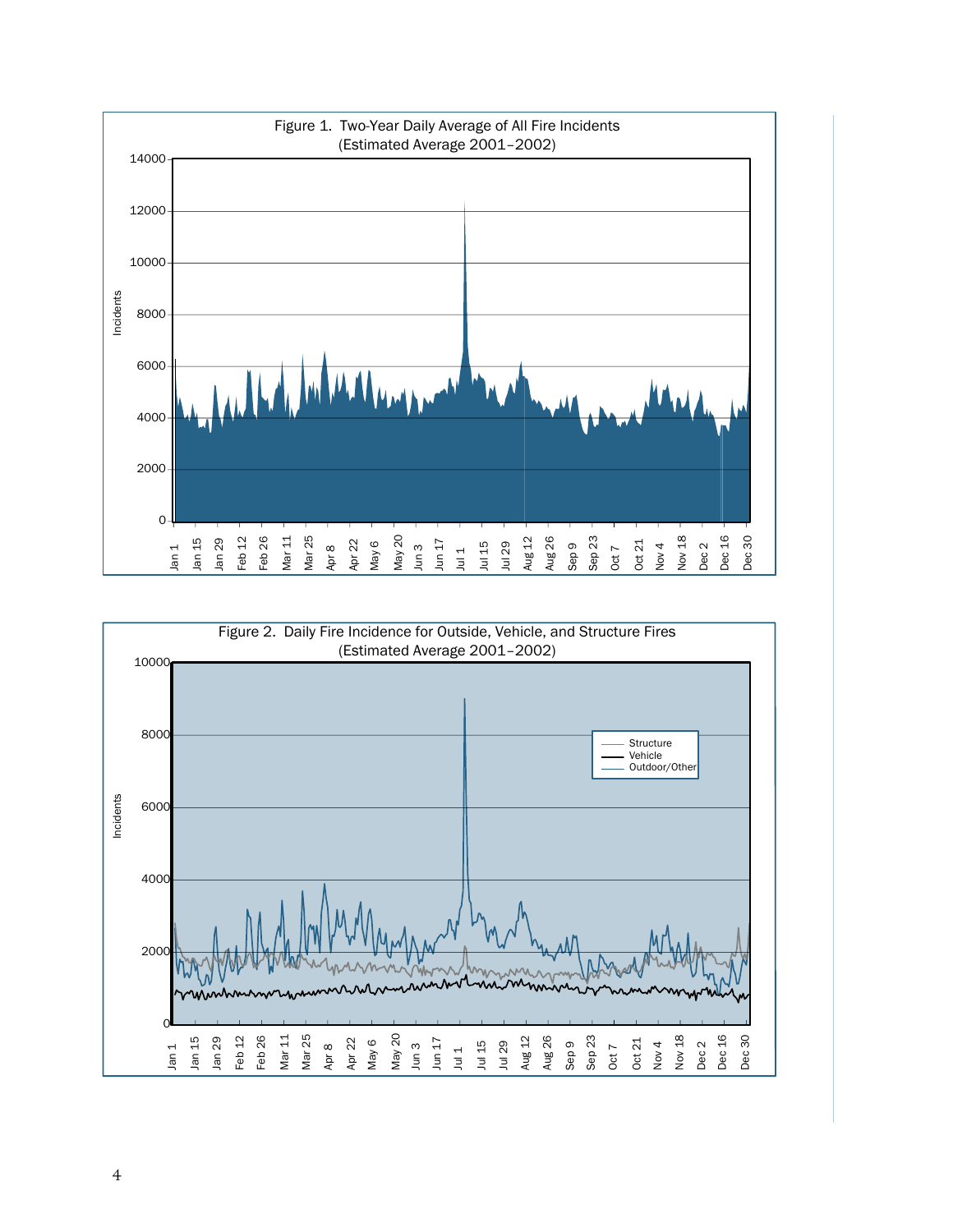Figure 1. Two-Year Daily Average of All Fire Incidents
(Estimated Average 2001–2002)

Figure 2. Daily Fire Incidence for Outside, Vehicle, and Structure Fires
(Estimated Average 2001–2002)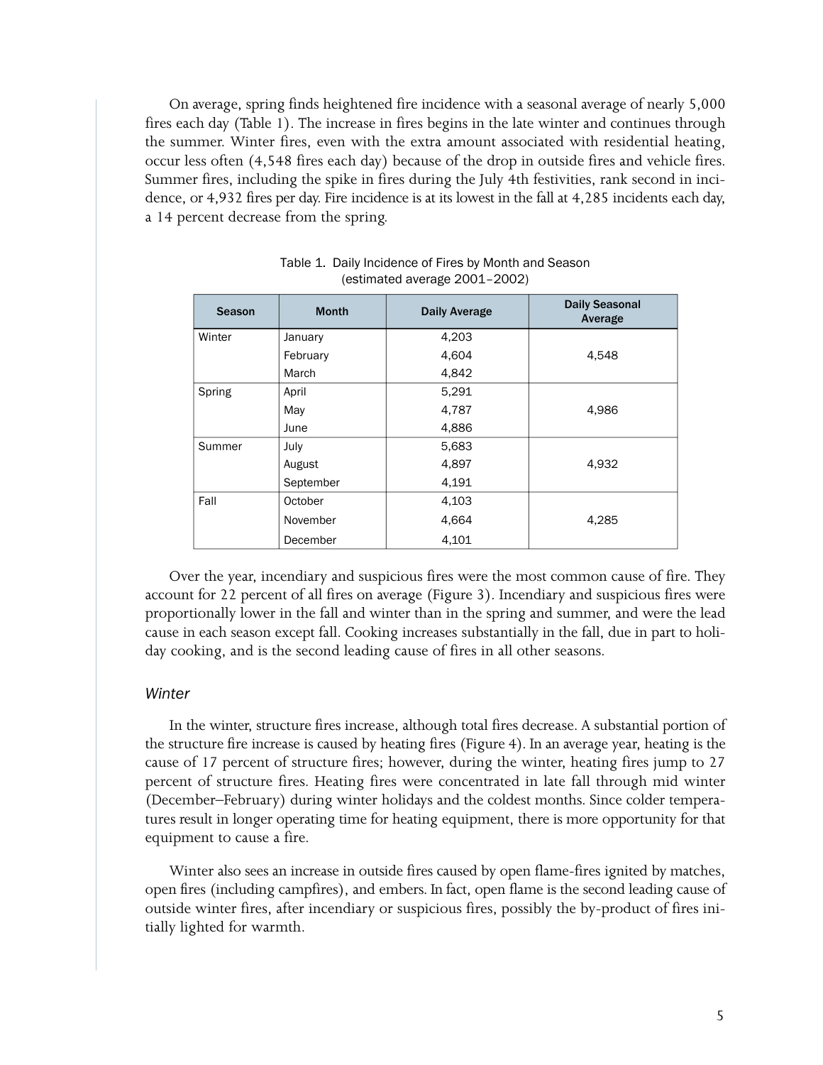On average, spring finds heightened fire incidence with a seasonal average of nearly 5,000 fires each day (Table 1). The increase in fires begins in the late winter and continues through the summer. Winter fires, even with the extra amount associated with residential heating, occur less often (4,548 fires each day) because of the drop in outside fires and vehicle fires. Summer fires, including the spike in fires during the July 4th festivities, rank second in incidence, or 4,932 fires per day. Fire incidence is at its lowest in the fall at 4,285 incidents each day, a 14 percent decrease from the spring.

Table 1. Daily Incidence of Fires by Month and Season
(estimated average 2001–2002)

| Season | Month | Daily Average | Daily Seasonal Average |
|---|---|---|---|
| Winter | January | 4,203 | |
| | February | 4,604 | 4,548 |
| | March | 4,842 | |
| Spring | April | 5,291 | |
| | May | 4,787 | 4,986 |
| | June | 4,886 | |
| Summer | July | 5,683 | |
| | August | 4,897 | 4,932 |
| | September | 4,191 | |
| Fall | October | 4,103 | |
| | November | 4,664 | 4,285 |
| | December | 4,101 | |

Over the year, incendiary and suspicious fires were the most common cause of fire. They account for 22 percent of all fires on average (Figure 3). Incendiary and suspicious fires were proportionally lower in the fall and winter than in the spring and summer, and were the lead cause in each season except fall. Cooking increases substantially in the fall, due in part to holiday cooking, and is the second leading cause of fires in all other seasons.

### *Winter*

In the winter, structure fires increase, although total fires decrease. A substantial portion of the structure fire increase is caused by heating fires (Figure 4). In an average year, heating is the cause of 17 percent of structure fires; however, during the winter, heating fires jump to 27 percent of structure fires. Heating fires were concentrated in late fall through mid winter (December–February) during winter holidays and the coldest months. Since colder temperatures result in longer operating time for heating equipment, there is more opportunity for that equipment to cause a fire.

Winter also sees an increase in outside fires caused by open flame-fires ignited by matches, open fires (including campfires), and embers. In fact, open flame is the second leading cause of outside winter fires, after incendiary or suspicious fires, possibly the by-product of fires initially lighted for warmth.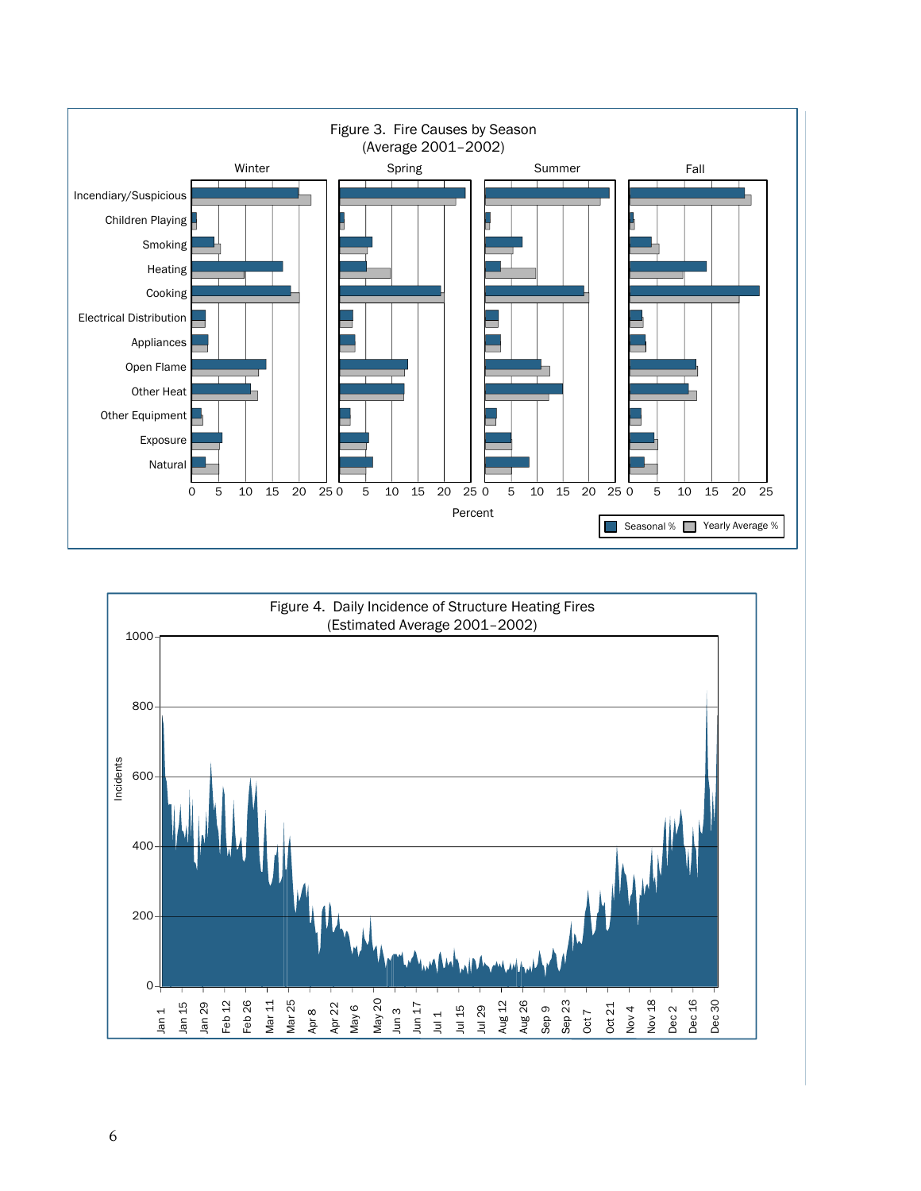Figure 3. Fire Causes by Season
(Average 2001–2002)

Figure 4. Daily Incidence of Structure Heating Fires
(Estimated Average 2001–2002)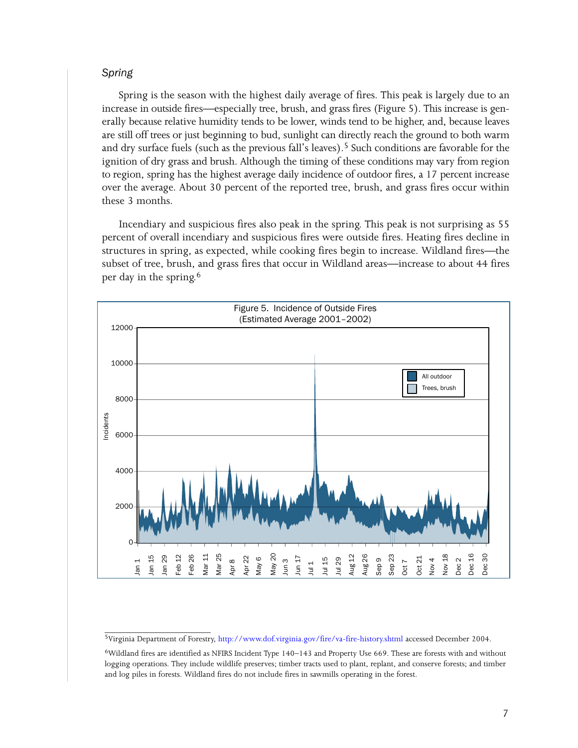### *Spring*

Spring is the season with the highest daily average of fires. This peak is largely due to an increase in outside fires—especially tree, brush, and grass fires (Figure 5). This increase is generally because relative humidity tends to be lower, winds tend to be higher, and, because leaves are still off trees or just beginning to bud, sunlight can directly reach the ground to both warm and dry surface fuels (such as the previous fall's leaves).[5] Such conditions are favorable for the ignition of dry grass and brush. Although the timing of these conditions may vary from region to region, spring has the highest average daily incidence of outdoor fires, a 17 percent increase over the average. About 30 percent of the reported tree, brush, and grass fires occur within these 3 months.

Incendiary and suspicious fires also peak in the spring. This peak is not surprising as 55 percent of overall incendiary and suspicious fires were outside fires. Heating fires decline in structures in spring, as expected, while cooking fires begin to increase. Wildland fires—the subset of tree, brush, and grass fires that occur in Wildland areas—increase to about 44 fires per day in the spring.[6]

Figure 5. Incidence of Outside Fires (Estimated Average 2001–2002)

---

[5] Virginia Department of Forestry, http://www.dof.virginia.gov/fire/va-fire-history.shtml accessed December 2004.

[6] Wildland fires are identified as NFIRS Incident Type 140–143 and Property Use 669. These are forests with and without logging operations. They include wildlife preserves; timber tracts used to plant, replant, and conserve forests; and timber and log piles in forests. Wildland fires do not include fires in sawmills operating in the forest.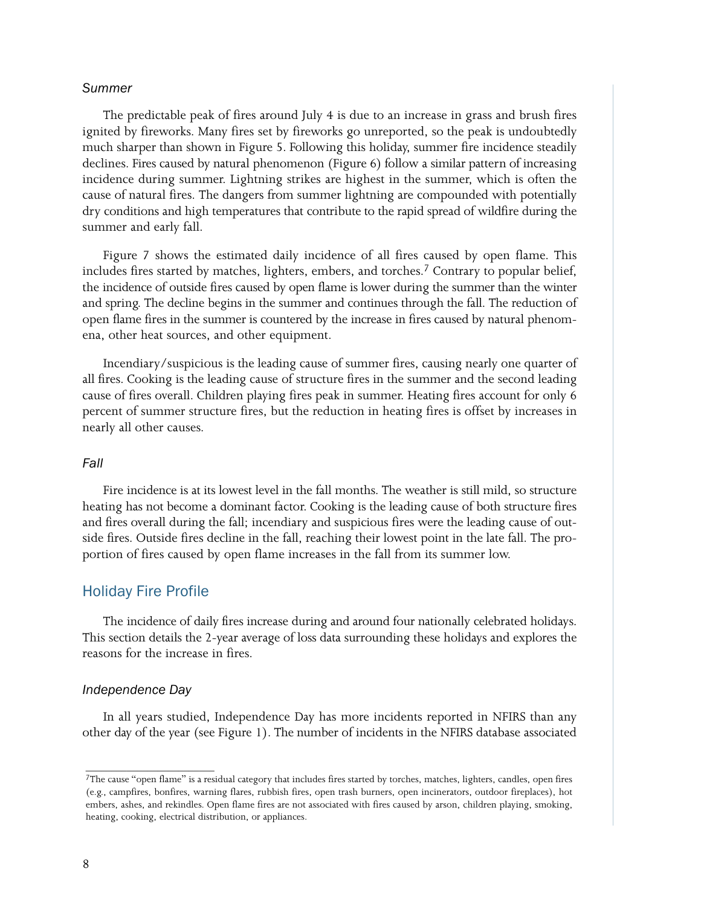### *Summer*

The predictable peak of fires around July 4 is due to an increase in grass and brush fires ignited by fireworks. Many fires set by fireworks go unreported, so the peak is undoubtedly much sharper than shown in Figure 5. Following this holiday, summer fire incidence steadily declines. Fires caused by natural phenomenon (Figure 6) follow a similar pattern of increasing incidence during summer. Lightning strikes are highest in the summer, which is often the cause of natural fires. The dangers from summer lightning are compounded with potentially dry conditions and high temperatures that contribute to the rapid spread of wildfire during the summer and early fall.

Figure 7 shows the estimated daily incidence of all fires caused by open flame. This includes fires started by matches, lighters, embers, and torches.[7] Contrary to popular belief, the incidence of outside fires caused by open flame is lower during the summer than the winter and spring. The decline begins in the summer and continues through the fall. The reduction of open flame fires in the summer is countered by the increase in fires caused by natural phenomena, other heat sources, and other equipment.

Incendiary/suspicious is the leading cause of summer fires, causing nearly one quarter of all fires. Cooking is the leading cause of structure fires in the summer and the second leading cause of fires overall. Children playing fires peak in summer. Heating fires account for only 6 percent of summer structure fires, but the reduction in heating fires is offset by increases in nearly all other causes.

### *Fall*

Fire incidence is at its lowest level in the fall months. The weather is still mild, so structure heating has not become a dominant factor. Cooking is the leading cause of both structure fires and fires overall during the fall; incendiary and suspicious fires were the leading cause of outside fires. Outside fires decline in the fall, reaching their lowest point in the late fall. The proportion of fires caused by open flame increases in the fall from its summer low.

## Holiday Fire Profile

The incidence of daily fires increase during and around four nationally celebrated holidays. This section details the 2-year average of loss data surrounding these holidays and explores the reasons for the increase in fires.

### *Independence Day*

In all years studied, Independence Day has more incidents reported in NFIRS than any other day of the year (see Figure 1). The number of incidents in the NFIRS database associated

---

[7]The cause "open flame" is a residual category that includes fires started by torches, matches, lighters, candles, open fires (e.g., campfires, bonfires, warning flares, rubbish fires, open trash burners, open incinerators, outdoor fireplaces), hot embers, ashes, and rekindles. Open flame fires are not associated with fires caused by arson, children playing, smoking, heating, cooking, electrical distribution, or appliances.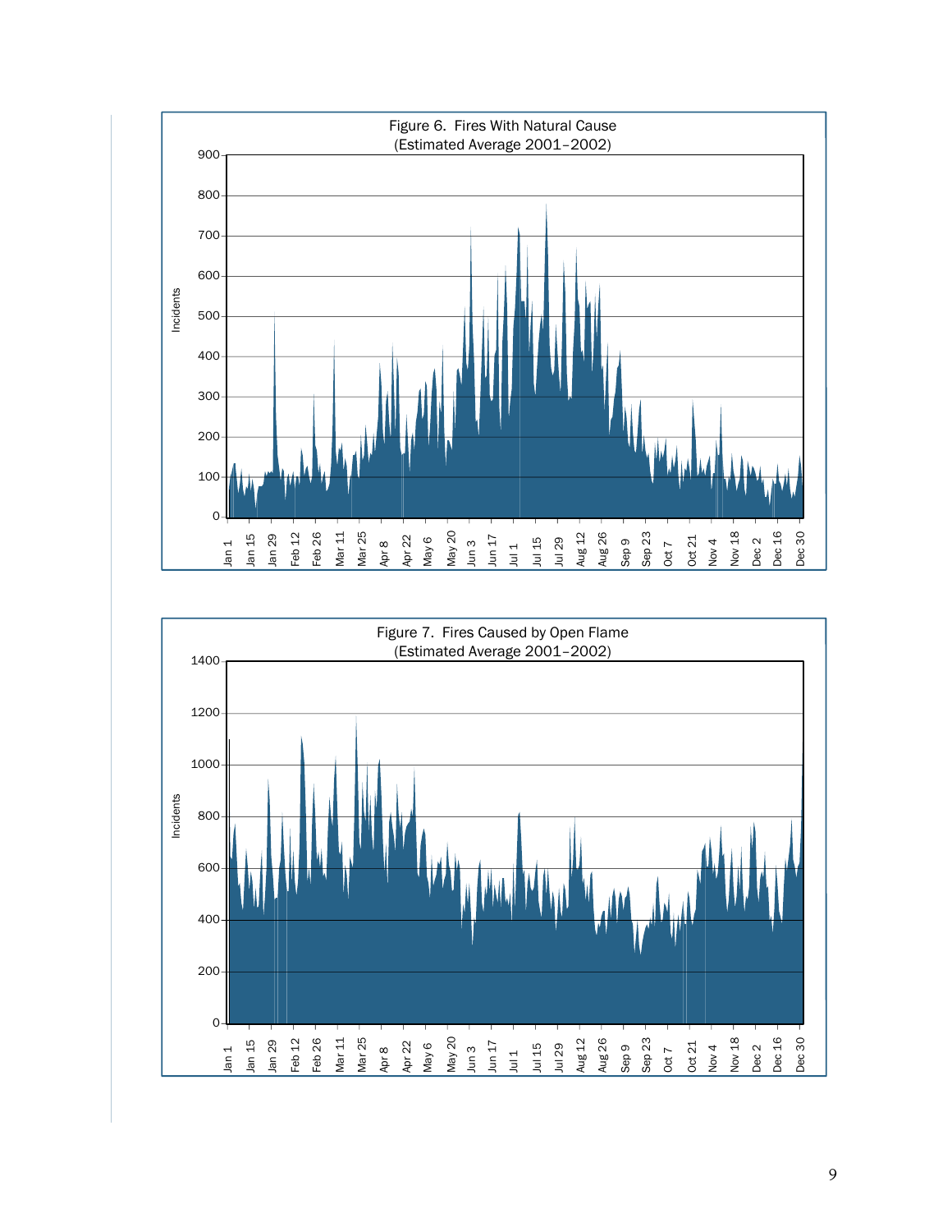Figure 6. Fires With Natural Cause
(Estimated Average 2001–2002)

Figure 7. Fires Caused by Open Flame
(Estimated Average 2001–2002)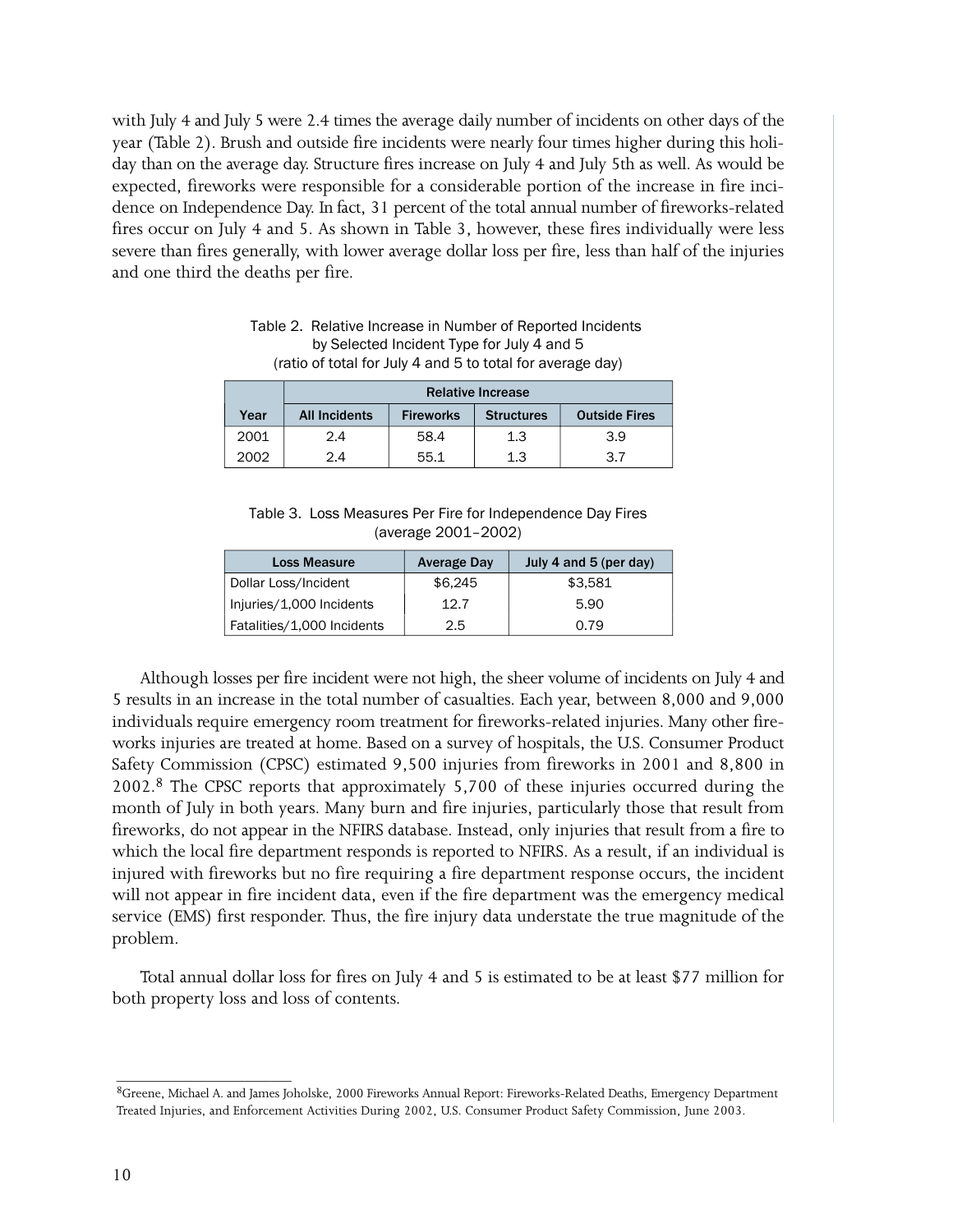with July 4 and July 5 were 2.4 times the average daily number of incidents on other days of the year (Table 2). Brush and outside fire incidents were nearly four times higher during this holiday than on the average day. Structure fires increase on July 4 and July 5th as well. As would be expected, fireworks were responsible for a considerable portion of the increase in fire incidence on Independence Day. In fact, 31 percent of the total annual number of fireworks-related fires occur on July 4 and 5. As shown in Table 3, however, these fires individually were less severe than fires generally, with lower average dollar loss per fire, less than half of the injuries and one third the deaths per fire.

Table 2. Relative Increase in Number of Reported Incidents by Selected Incident Type for July 4 and 5 (ratio of total for July 4 and 5 to total for average day)

| | Relative Increase | | | |
|---|---|---|---|---|
| Year | All Incidents | Fireworks | Structures | Outside Fires |
| 2001 | 2.4 | 58.4 | 1.3 | 3.9 |
| 2002 | 2.4 | 55.1 | 1.3 | 3.7 |

Table 3. Loss Measures Per Fire for Independence Day Fires (average 2001–2002)

| Loss Measure | Average Day | July 4 and 5 (per day) |
|---|---|---|
| Dollar Loss/Incident | $6,245 | $3,581 |
| Injuries/1,000 Incidents | 12.7 | 5.90 |
| Fatalities/1,000 Incidents | 2.5 | 0.79 |

Although losses per fire incident were not high, the sheer volume of incidents on July 4 and 5 results in an increase in the total number of casualties. Each year, between 8,000 and 9,000 individuals require emergency room treatment for fireworks-related injuries. Many other fireworks injuries are treated at home. Based on a survey of hospitals, the U.S. Consumer Product Safety Commission (CPSC) estimated 9,500 injuries from fireworks in 2001 and 8,800 in 2002.[8] The CPSC reports that approximately 5,700 of these injuries occurred during the month of July in both years. Many burn and fire injuries, particularly those that result from fireworks, do not appear in the NFIRS database. Instead, only injuries that result from a fire to which the local fire department responds is reported to NFIRS. As a result, if an individual is injured with fireworks but no fire requiring a fire department response occurs, the incident will not appear in fire incident data, even if the fire department was the emergency medical service (EMS) first responder. Thus, the fire injury data understate the true magnitude of the problem.

Total annual dollar loss for fires on July 4 and 5 is estimated to be at least $77 million for both property loss and loss of contents.

---

[8] Greene, Michael A. and James Joholske, 2000 Fireworks Annual Report: Fireworks-Related Deaths, Emergency Department Treated Injuries, and Enforcement Activities During 2002, U.S. Consumer Product Safety Commission, June 2003.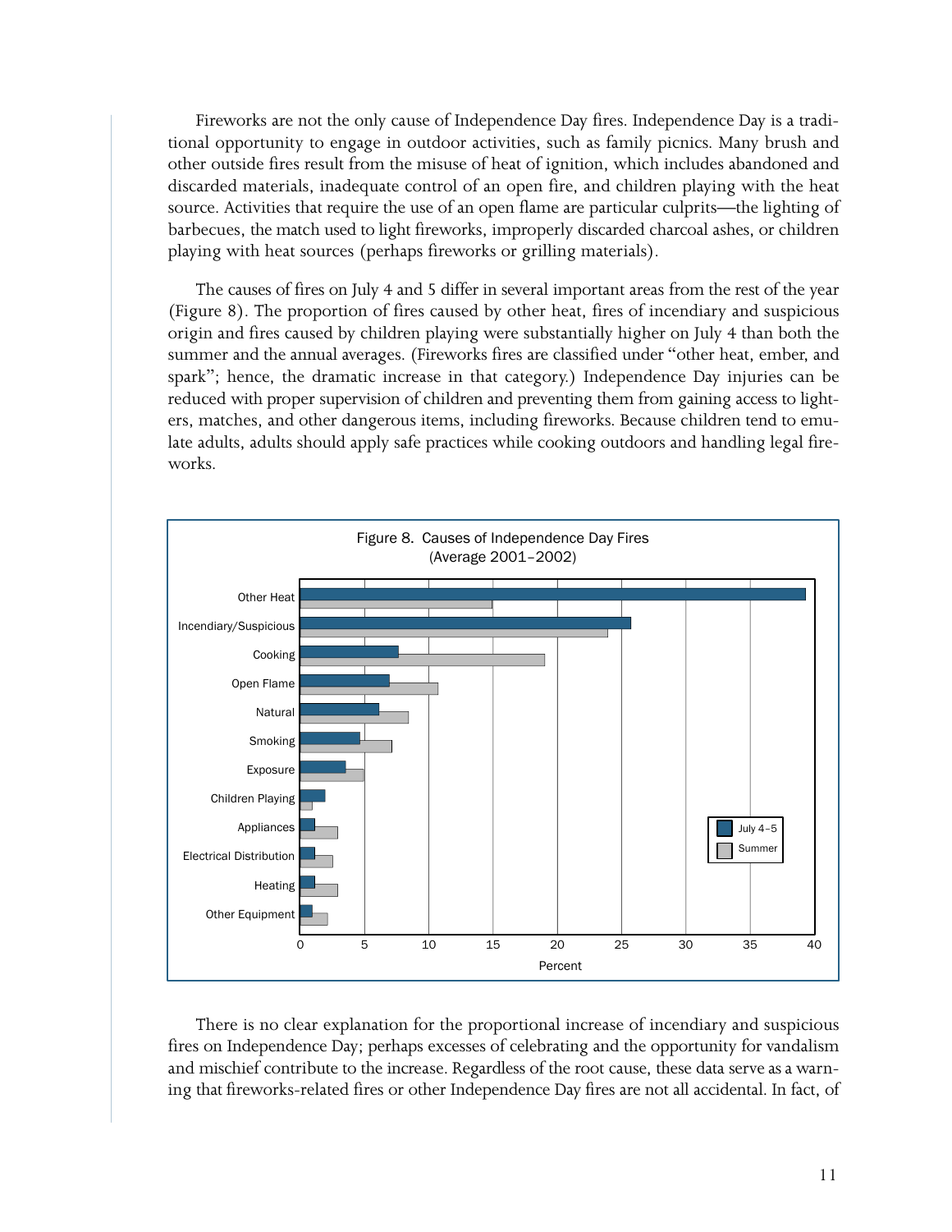Fireworks are not the only cause of Independence Day fires. Independence Day is a traditional opportunity to engage in outdoor activities, such as family picnics. Many brush and other outside fires result from the misuse of heat of ignition, which includes abandoned and discarded materials, inadequate control of an open fire, and children playing with the heat source. Activities that require the use of an open flame are particular culprits—the lighting of barbecues, the match used to light fireworks, improperly discarded charcoal ashes, or children playing with heat sources (perhaps fireworks or grilling materials).

The causes of fires on July 4 and 5 differ in several important areas from the rest of the year (Figure 8). The proportion of fires caused by other heat, fires of incendiary and suspicious origin and fires caused by children playing were substantially higher on July 4 than both the summer and the annual averages. (Fireworks fires are classified under "other heat, ember, and spark"; hence, the dramatic increase in that category.) Independence Day injuries can be reduced with proper supervision of children and preventing them from gaining access to lighters, matches, and other dangerous items, including fireworks. Because children tend to emulate adults, adults should apply safe practices while cooking outdoors and handling legal fireworks.

Figure 8. Causes of Independence Day Fires (Average 2001–2002)

There is no clear explanation for the proportional increase of incendiary and suspicious fires on Independence Day; perhaps excesses of celebrating and the opportunity for vandalism and mischief contribute to the increase. Regardless of the root cause, these data serve as a warning that fireworks-related fires or other Independence Day fires are not all accidental. In fact, of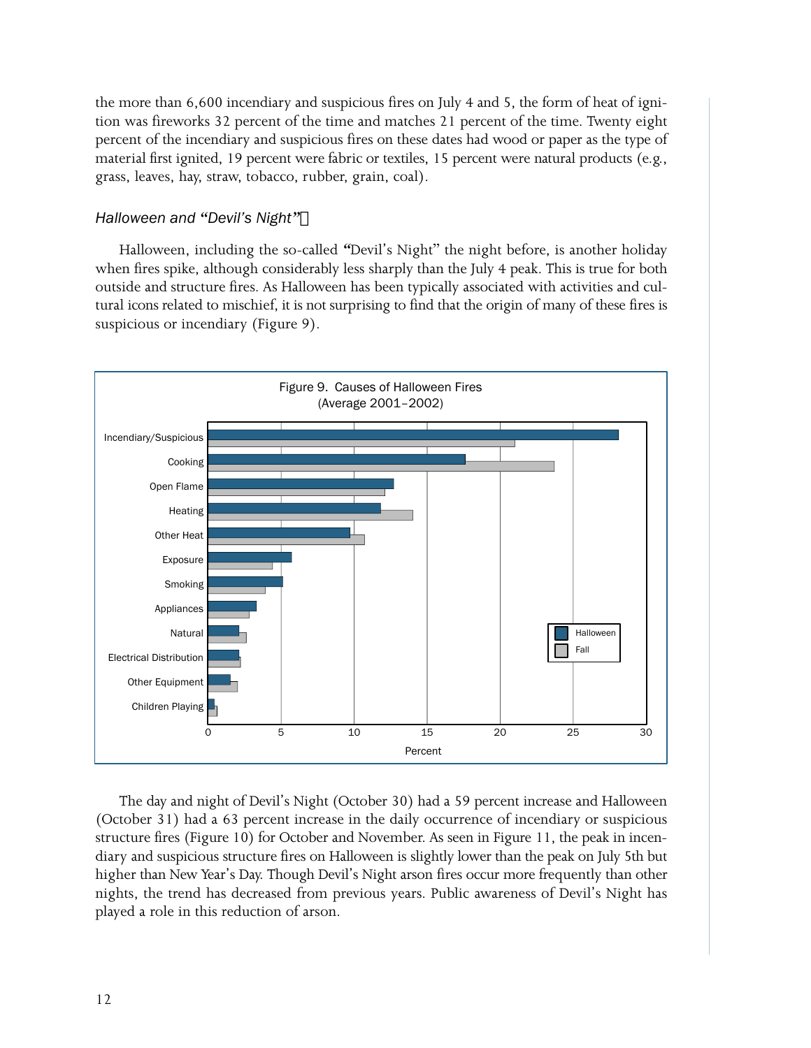the more than 6,600 incendiary and suspicious fires on July 4 and 5, the form of heat of ignition was fireworks 32 percent of the time and matches 21 percent of the time. Twenty eight percent of the incendiary and suspicious fires on these dates had wood or paper as the type of material first ignited, 19 percent were fabric or textiles, 15 percent were natural products (e.g., grass, leaves, hay, straw, tobacco, rubber, grain, coal).

### *Halloween and "Devil's Night"*

Halloween, including the so-called "Devil's Night" the night before, is another holiday when fires spike, although considerably less sharply than the July 4 peak. This is true for both outside and structure fires. As Halloween has been typically associated with activities and cultural icons related to mischief, it is not surprising to find that the origin of many of these fires is suspicious or incendiary (Figure 9).

Figure 9. Causes of Halloween Fires (Average 2001–2002)

The day and night of Devil's Night (October 30) had a 59 percent increase and Halloween (October 31) had a 63 percent increase in the daily occurrence of incendiary or suspicious structure fires (Figure 10) for October and November. As seen in Figure 11, the peak in incendiary and suspicious structure fires on Halloween is slightly lower than the peak on July 5th but higher than New Year's Day. Though Devil's Night arson fires occur more frequently than other nights, the trend has decreased from previous years. Public awareness of Devil's Night has played a role in this reduction of arson.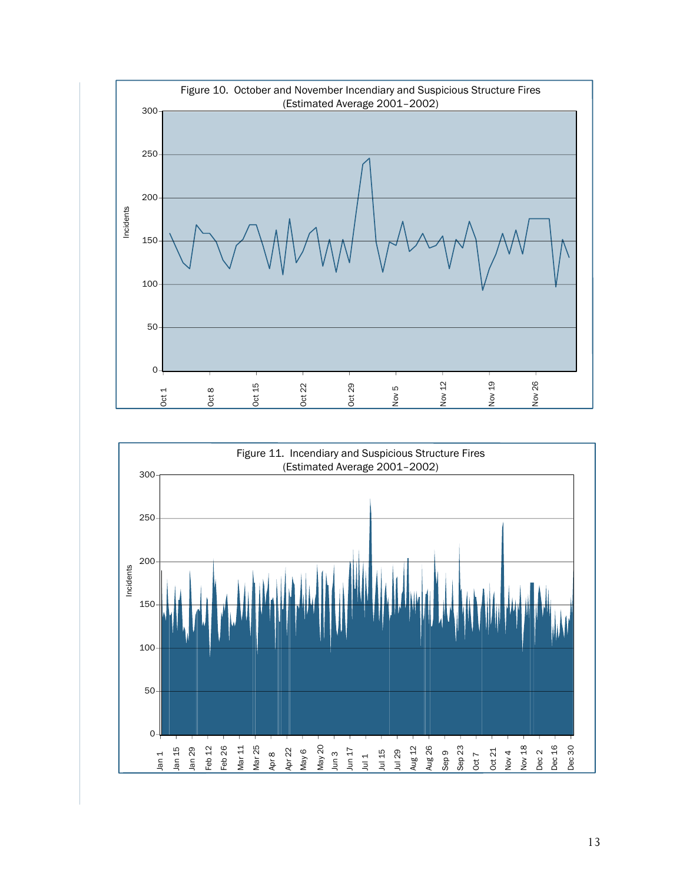Figure 10. October and November Incendiary and Suspicious Structure Fires (Estimated Average 2001–2002)

Figure 11. Incendiary and Suspicious Structure Fires (Estimated Average 2001–2002)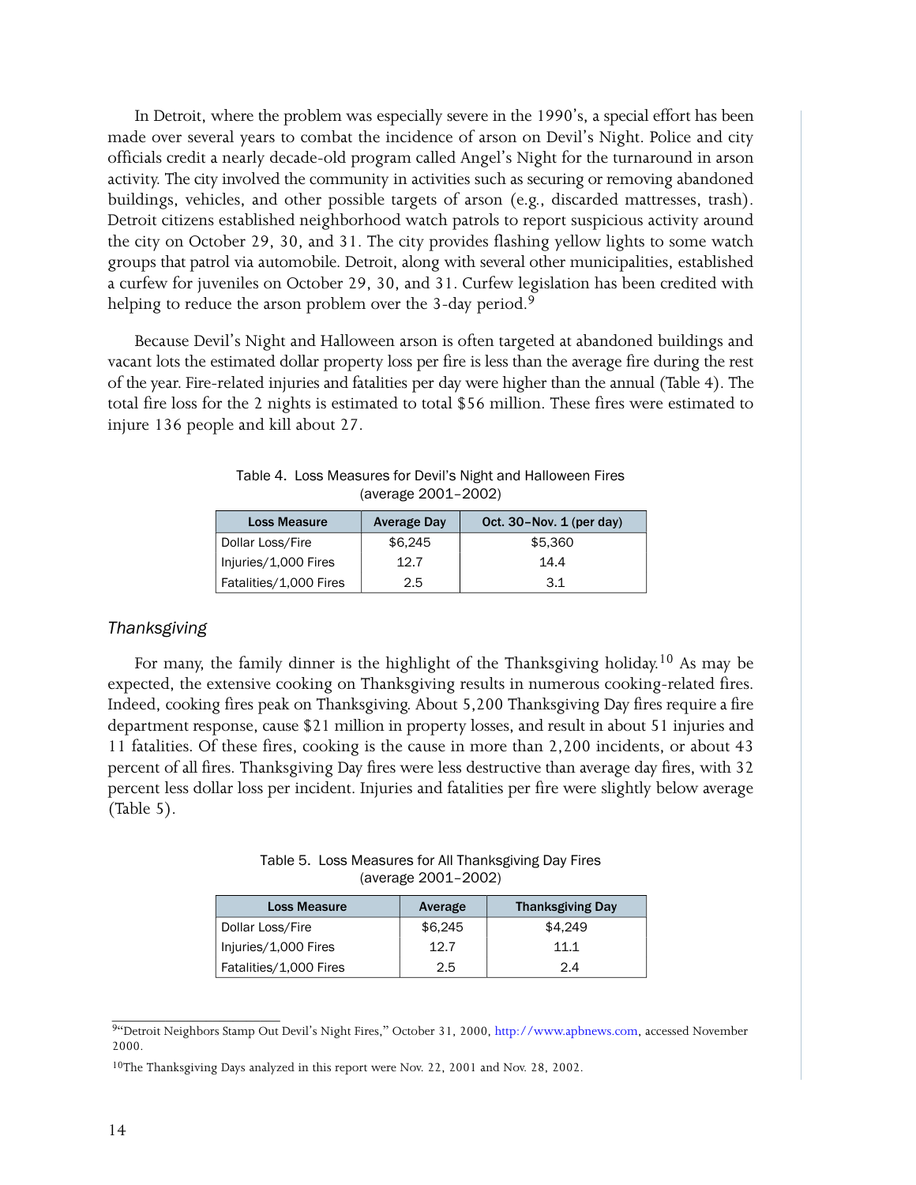In Detroit, where the problem was especially severe in the 1990's, a special effort has been made over several years to combat the incidence of arson on Devil's Night. Police and city officials credit a nearly decade-old program called Angel's Night for the turnaround in arson activity. The city involved the community in activities such as securing or removing abandoned buildings, vehicles, and other possible targets of arson (e.g., discarded mattresses, trash). Detroit citizens established neighborhood watch patrols to report suspicious activity around the city on October 29, 30, and 31. The city provides flashing yellow lights to some watch groups that patrol via automobile. Detroit, along with several other municipalities, established a curfew for juveniles on October 29, 30, and 31. Curfew legislation has been credited with helping to reduce the arson problem over the 3-day period.[9]

Because Devil's Night and Halloween arson is often targeted at abandoned buildings and vacant lots the estimated dollar property loss per fire is less than the average fire during the rest of the year. Fire-related injuries and fatalities per day were higher than the annual (Table 4). The total fire loss for the 2 nights is estimated to total $56 million. These fires were estimated to injure 136 people and kill about 27.

Table 4. Loss Measures for Devil's Night and Halloween Fires (average 2001–2002)

| Loss Measure | Average Day | Oct. 30–Nov. 1 (per day) |
|---|---|---|
| Dollar Loss/Fire | $6,245 | $5,360 |
| Injuries/1,000 Fires | 12.7 | 14.4 |
| Fatalities/1,000 Fires | 2.5 | 3.1 |

### *Thanksgiving*

For many, the family dinner is the highlight of the Thanksgiving holiday.[10] As may be expected, the extensive cooking on Thanksgiving results in numerous cooking-related fires. Indeed, cooking fires peak on Thanksgiving. About 5,200 Thanksgiving Day fires require a fire department response, cause $21 million in property losses, and result in about 51 injuries and 11 fatalities. Of these fires, cooking is the cause in more than 2,200 incidents, or about 43 percent of all fires. Thanksgiving Day fires were less destructive than average day fires, with 32 percent less dollar loss per incident. Injuries and fatalities per fire were slightly below average (Table 5).

Table 5. Loss Measures for All Thanksgiving Day Fires (average 2001–2002)

| Loss Measure | Average | Thanksgiving Day |
|---|---|---|
| Dollar Loss/Fire | $6,245 | $4,249 |
| Injuries/1,000 Fires | 12.7 | 11.1 |
| Fatalities/1,000 Fires | 2.5 | 2.4 |

[9] "Detroit Neighbors Stamp Out Devil's Night Fires," October 31, 2000, http://www.apbnews.com, accessed November 2000.

[10] The Thanksgiving Days analyzed in this report were Nov. 22, 2001 and Nov. 28, 2002.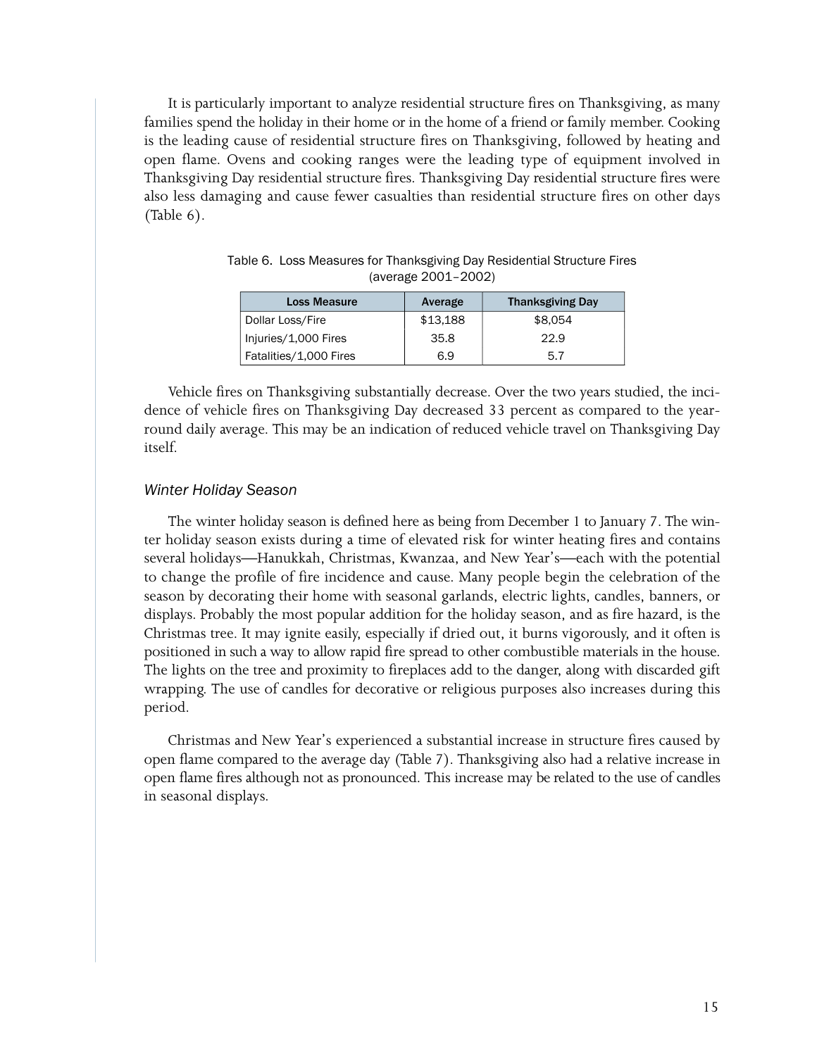It is particularly important to analyze residential structure fires on Thanksgiving, as many families spend the holiday in their home or in the home of a friend or family member. Cooking is the leading cause of residential structure fires on Thanksgiving, followed by heating and open flame. Ovens and cooking ranges were the leading type of equipment involved in Thanksgiving Day residential structure fires. Thanksgiving Day residential structure fires were also less damaging and cause fewer casualties than residential structure fires on other days (Table 6).

Table 6. Loss Measures for Thanksgiving Day Residential Structure Fires (average 2001–2002)

| Loss Measure | Average | Thanksgiving Day |
| --- | --- | --- |
| Dollar Loss/Fire | $13,188 | $8,054 |
| Injuries/1,000 Fires | 35.8 | 22.9 |
| Fatalities/1,000 Fires | 6.9 | 5.7 |

Vehicle fires on Thanksgiving substantially decrease. Over the two years studied, the incidence of vehicle fires on Thanksgiving Day decreased 33 percent as compared to the year-round daily average. This may be an indication of reduced vehicle travel on Thanksgiving Day itself.

### *Winter Holiday Season*

The winter holiday season is defined here as being from December 1 to January 7. The winter holiday season exists during a time of elevated risk for winter heating fires and contains several holidays—Hanukkah, Christmas, Kwanzaa, and New Year's—each with the potential to change the profile of fire incidence and cause. Many people begin the celebration of the season by decorating their home with seasonal garlands, electric lights, candles, banners, or displays. Probably the most popular addition for the holiday season, and as fire hazard, is the Christmas tree. It may ignite easily, especially if dried out, it burns vigorously, and it often is positioned in such a way to allow rapid fire spread to other combustible materials in the house. The lights on the tree and proximity to fireplaces add to the danger, along with discarded gift wrapping. The use of candles for decorative or religious purposes also increases during this period.

Christmas and New Year's experienced a substantial increase in structure fires caused by open flame compared to the average day (Table 7). Thanksgiving also had a relative increase in open flame fires although not as pronounced. This increase may be related to the use of candles in seasonal displays.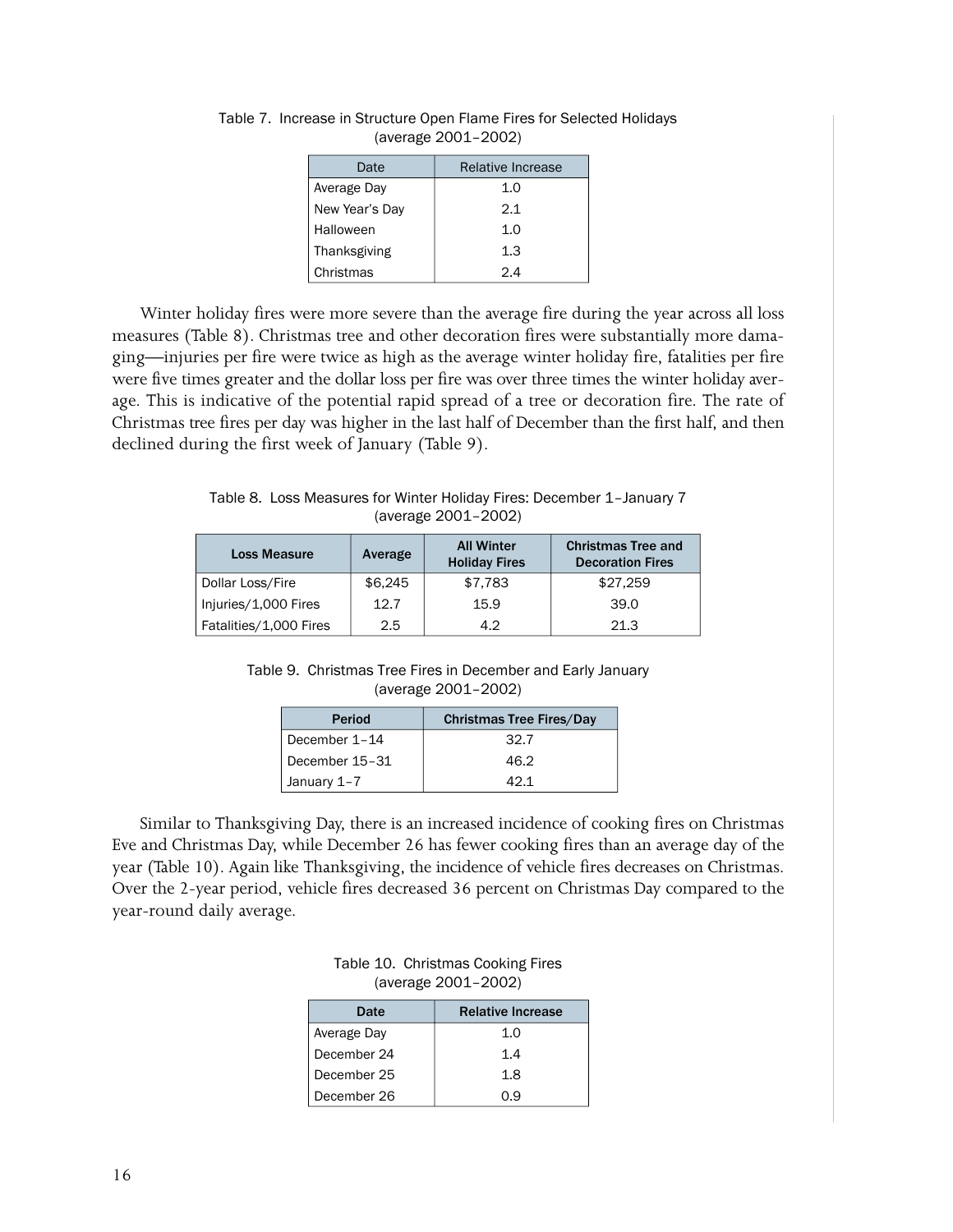Table 7. Increase in Structure Open Flame Fires for Selected Holidays (average 2001–2002)

| Date | Relative Increase |
|---|---|
| Average Day | 1.0 |
| New Year's Day | 2.1 |
| Halloween | 1.0 |
| Thanksgiving | 1.3 |
| Christmas | 2.4 |

Winter holiday fires were more severe than the average fire during the year across all loss measures (Table 8). Christmas tree and other decoration fires were substantially more damaging—injuries per fire were twice as high as the average winter holiday fire, fatalities per fire were five times greater and the dollar loss per fire was over three times the winter holiday average. This is indicative of the potential rapid spread of a tree or decoration fire. The rate of Christmas tree fires per day was higher in the last half of December than the first half, and then declined during the first week of January (Table 9).

Table 8. Loss Measures for Winter Holiday Fires: December 1–January 7 (average 2001–2002)

| Loss Measure | Average | All Winter Holiday Fires | Christmas Tree and Decoration Fires |
|---|---|---|---|
| Dollar Loss/Fire | $6,245 | $7,783 | $27,259 |
| Injuries/1,000 Fires | 12.7 | 15.9 | 39.0 |
| Fatalities/1,000 Fires | 2.5 | 4.2 | 21.3 |

Table 9. Christmas Tree Fires in December and Early January (average 2001–2002)

| Period | Christmas Tree Fires/Day |
|---|---|
| December 1–14 | 32.7 |
| December 15–31 | 46.2 |
| January 1–7 | 42.1 |

Similar to Thanksgiving Day, there is an increased incidence of cooking fires on Christmas Eve and Christmas Day, while December 26 has fewer cooking fires than an average day of the year (Table 10). Again like Thanksgiving, the incidence of vehicle fires decreases on Christmas. Over the 2-year period, vehicle fires decreased 36 percent on Christmas Day compared to the year-round daily average.

Table 10. Christmas Cooking Fires (average 2001–2002)

| Date | Relative Increase |
|---|---|
| Average Day | 1.0 |
| December 24 | 1.4 |
| December 25 | 1.8 |
| December 26 | 0.9 |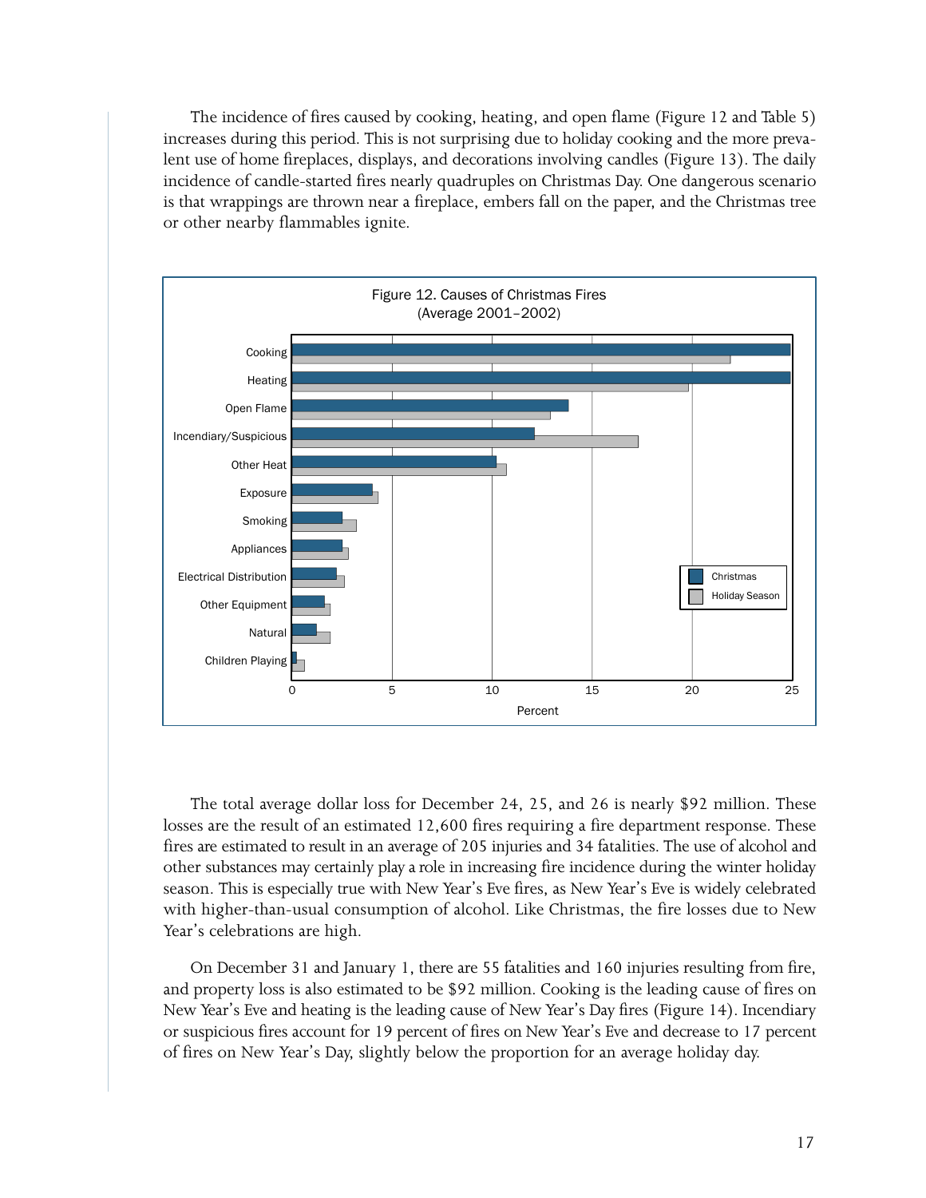The incidence of fires caused by cooking, heating, and open flame (Figure 12 and Table 5) increases during this period. This is not surprising due to holiday cooking and the more prevalent use of home fireplaces, displays, and decorations involving candles (Figure 13). The daily incidence of candle-started fires nearly quadruples on Christmas Day. One dangerous scenario is that wrappings are thrown near a fireplace, embers fall on the paper, and the Christmas tree or other nearby flammables ignite.

Figure 12. Causes of Christmas Fires (Average 2001–2002)

The total average dollar loss for December 24, 25, and 26 is nearly $92 million. These losses are the result of an estimated 12,600 fires requiring a fire department response. These fires are estimated to result in an average of 205 injuries and 34 fatalities. The use of alcohol and other substances may certainly play a role in increasing fire incidence during the winter holiday season. This is especially true with New Year's Eve fires, as New Year's Eve is widely celebrated with higher-than-usual consumption of alcohol. Like Christmas, the fire losses due to New Year's celebrations are high.

On December 31 and January 1, there are 55 fatalities and 160 injuries resulting from fire, and property loss is also estimated to be $92 million. Cooking is the leading cause of fires on New Year's Eve and heating is the leading cause of New Year's Day fires (Figure 14). Incendiary or suspicious fires account for 19 percent of fires on New Year's Eve and decrease to 17 percent of fires on New Year's Day, slightly below the proportion for an average holiday day.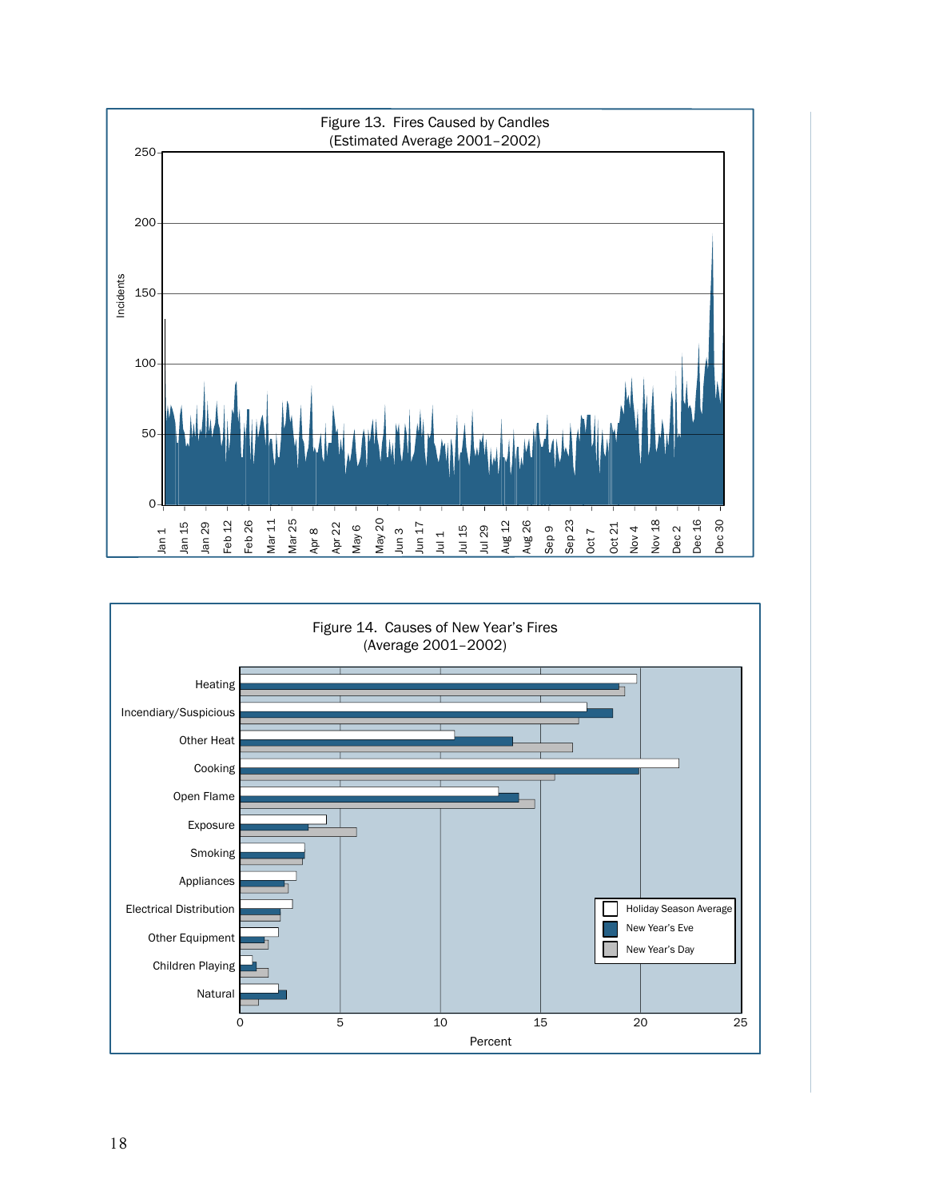Figure 13. Fires Caused by Candles
(Estimated Average 2001–2002)

Figure 14. Causes of New Year's Fires
(Average 2001–2002)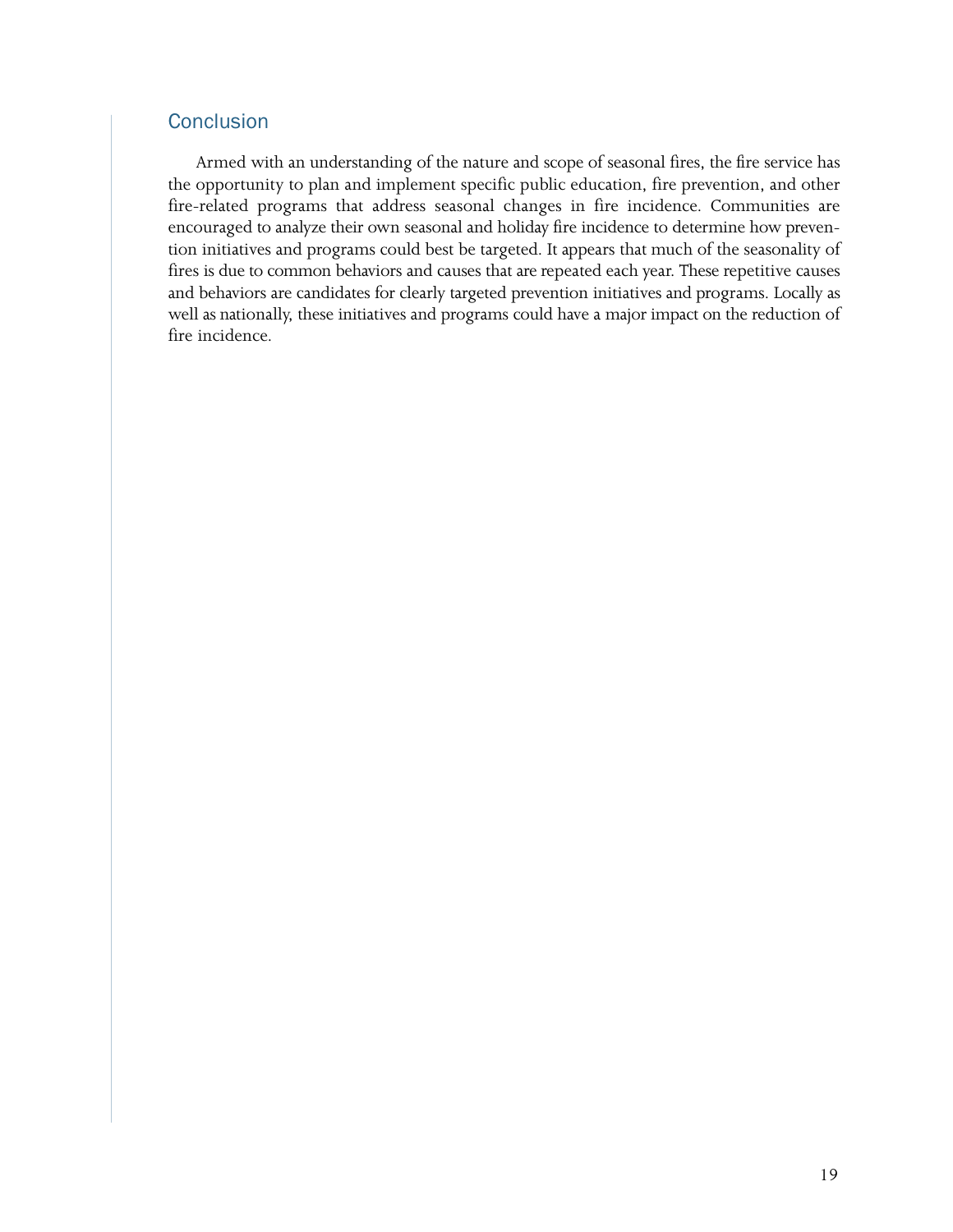## Conclusion

Armed with an understanding of the nature and scope of seasonal fires, the fire service has the opportunity to plan and implement specific public education, fire prevention, and other fire-related programs that address seasonal changes in fire incidence. Communities are encouraged to analyze their own seasonal and holiday fire incidence to determine how prevention initiatives and programs could best be targeted. It appears that much of the seasonality of fires is due to common behaviors and causes that are repeated each year. These repetitive causes and behaviors are candidates for clearly targeted prevention initiatives and programs. Locally as well as nationally, these initiatives and programs could have a major impact on the reduction of fire incidence.